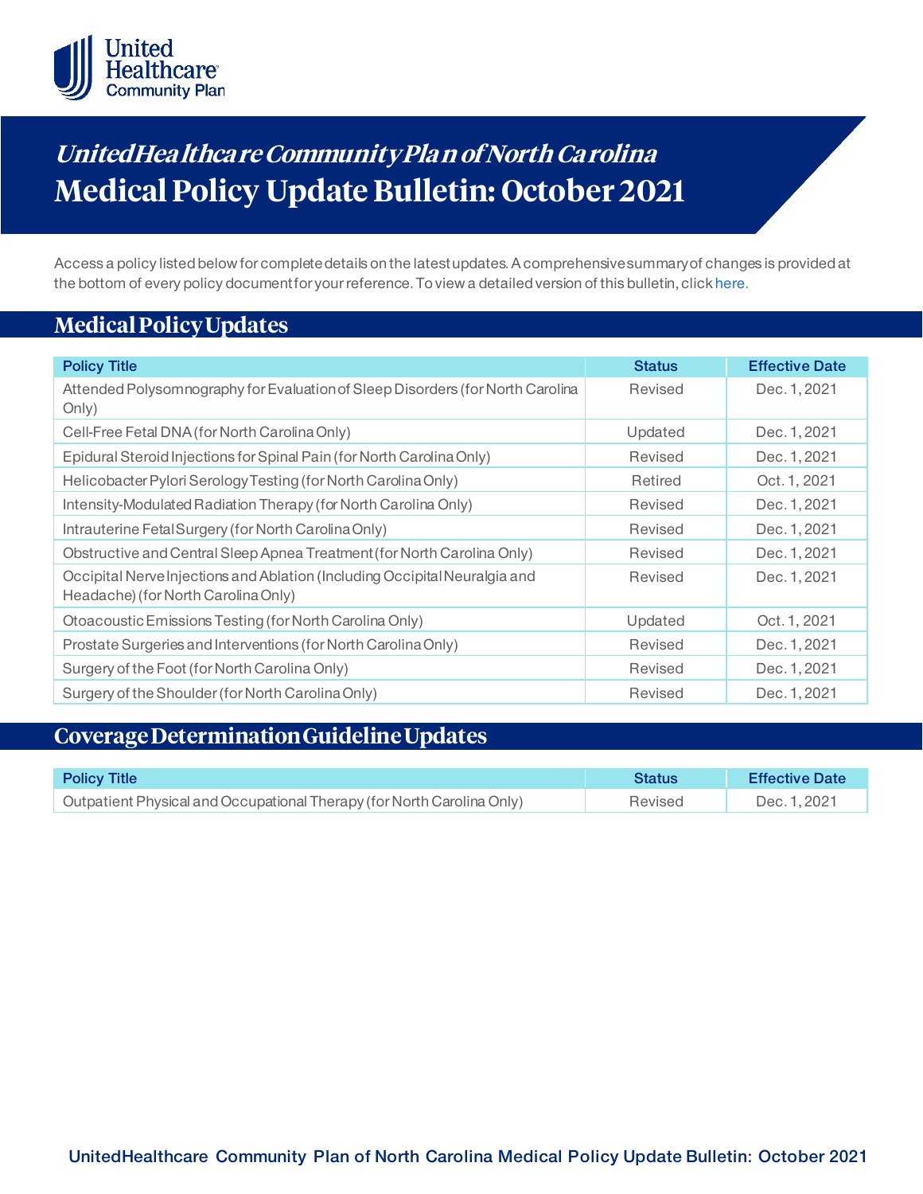# UnitedHealthcare Community Plan of North Carolina

# Medical Policy Update Bulletin: October 2021

Access a policy listed below for complete details on the latest updates. A comprehensive summary of changes is provided at the bottom of every policy document for your reference. To view a detailed version of this bulletin, click here.

## Medical Policy Updates

| Policy Title | Status | Effective Date |
|---|---|---|
| Attended Polysomnography for Evaluation of Sleep Disorders (for North Carolina Only) | Revised | Dec. 1, 2021 |
| Cell-Free Fetal DNA (for North Carolina Only) | Updated | Dec. 1, 2021 |
| Epidural Steroid Injections for Spinal Pain (for North Carolina Only) | Revised | Dec. 1, 2021 |
| Helicobacter Pylori Serology Testing (for North Carolina Only) | Retired | Oct. 1, 2021 |
| Intensity-Modulated Radiation Therapy (for North Carolina Only) | Revised | Dec. 1, 2021 |
| Intrauterine Fetal Surgery (for North Carolina Only) | Revised | Dec. 1, 2021 |
| Obstructive and Central Sleep Apnea Treatment (for North Carolina Only) | Revised | Dec. 1, 2021 |
| Occipital Nerve Injections and Ablation (Including Occipital Neuralgia and Headache) (for North Carolina Only) | Revised | Dec. 1, 2021 |
| Otoacoustic Emissions Testing (for North Carolina Only) | Updated | Oct. 1, 2021 |
| Prostate Surgeries and Interventions (for North Carolina Only) | Revised | Dec. 1, 2021 |
| Surgery of the Foot (for North Carolina Only) | Revised | Dec. 1, 2021 |
| Surgery of the Shoulder (for North Carolina Only) | Revised | Dec. 1, 2021 |

## Coverage Determination Guideline Updates

| Policy Title | Status | Effective Date |
|---|---|---|
| Outpatient Physical and Occupational Therapy (for North Carolina Only) | Revised | Dec. 1, 2021 |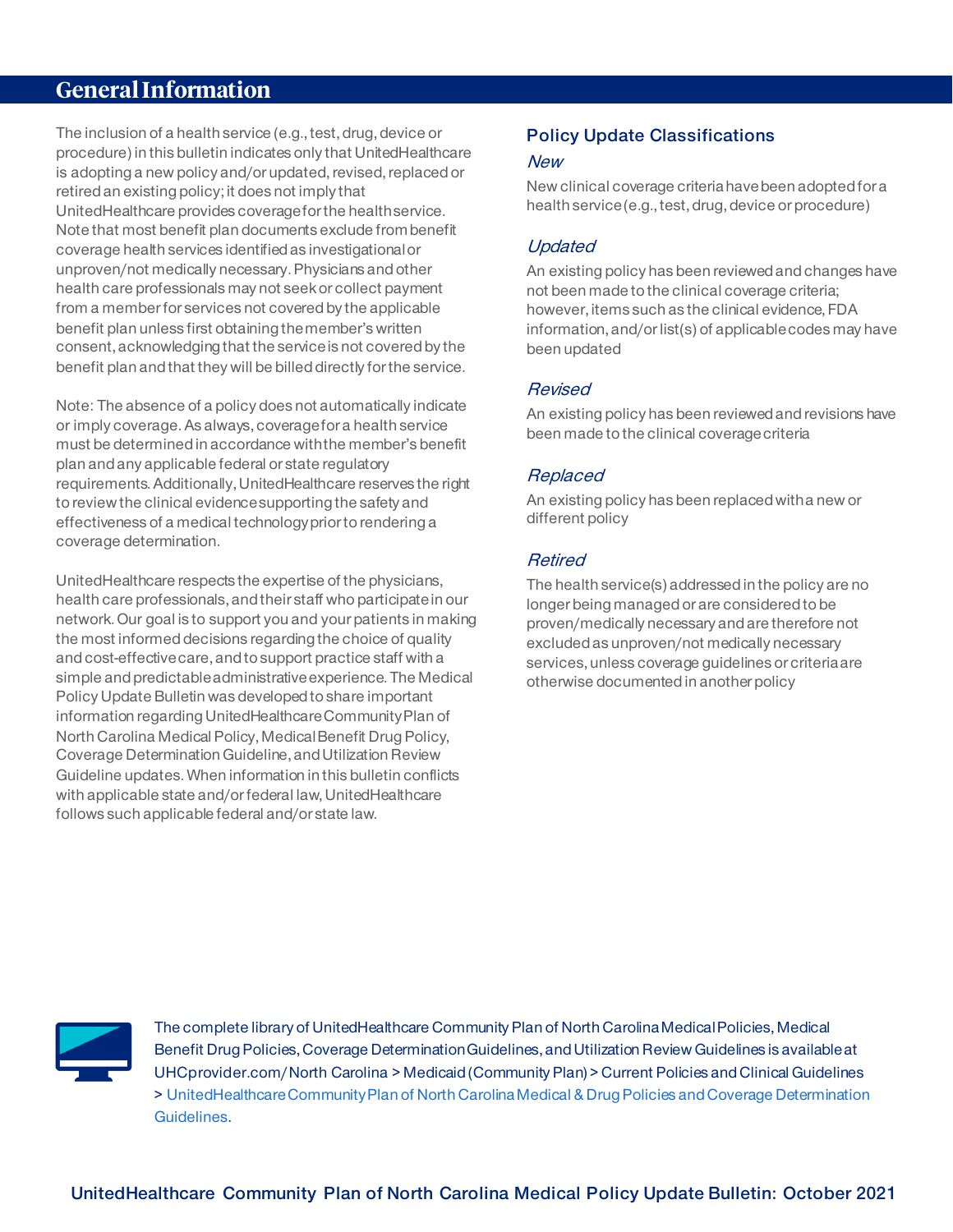# General Information

The inclusion of a health service (e.g., test, drug, device or procedure) in this bulletin indicates only that UnitedHealthcare is adopting a new policy and/or updated, revised, replaced or retired an existing policy; it does not imply that UnitedHealthcare provides coverage for the health service. Note that most benefit plan documents exclude from benefit coverage health services identified as investigational or unproven/not medically necessary. Physicians and other health care professionals may not seek or collect payment from a member for services not covered by the applicable benefit plan unless first obtaining the member's written consent, acknowledging that the service is not covered by the benefit plan and that they will be billed directly for the service.

Note: The absence of a policy does not automatically indicate or imply coverage. As always, coverage for a health service must be determined in accordance with the member's benefit plan and any applicable federal or state regulatory requirements. Additionally, UnitedHealthcare reserves the right to review the clinical evidence supporting the safety and effectiveness of a medical technology prior to rendering a coverage determination.

UnitedHealthcare respects the expertise of the physicians, health care professionals, and their staff who participate in our network. Our goal is to support you and your patients in making the most informed decisions regarding the choice of quality and cost-effective care, and to support practice staff with a simple and predictable administrative experience. The Medical Policy Update Bulletin was developed to share important information regarding UnitedHealthcare Community Plan of North Carolina Medical Policy, Medical Benefit Drug Policy, Coverage Determination Guideline, and Utilization Review Guideline updates. When information in this bulletin conflicts with applicable state and/or federal law, UnitedHealthcare follows such applicable federal and/or state law.

## Policy Update Classifications

### *New*

New clinical coverage criteria have been adopted for a health service (e.g., test, drug, device or procedure)

### *Updated*

An existing policy has been reviewed and changes have not been made to the clinical coverage criteria; however, items such as the clinical evidence, FDA information, and/or list(s) of applicable codes may have been updated

### *Revised*

An existing policy has been reviewed and revisions have been made to the clinical coverage criteria

### *Replaced*

An existing policy has been replaced with a new or different policy

### *Retired*

The health service(s) addressed in the policy are no longer being managed or are considered to be proven/medically necessary and are therefore not excluded as unproven/not medically necessary services, unless coverage guidelines or criteria are otherwise documented in another policy

The complete library of UnitedHealthcare Community Plan of North Carolina Medical Policies, Medical Benefit Drug Policies, Coverage Determination Guidelines, and Utilization Review Guidelines is available at UHCprovider.com/North Carolina > Medicaid (Community Plan) > Current Policies and Clinical Guidelines > UnitedHealthcare Community Plan of North Carolina Medical & Drug Policies and Coverage Determination Guidelines.